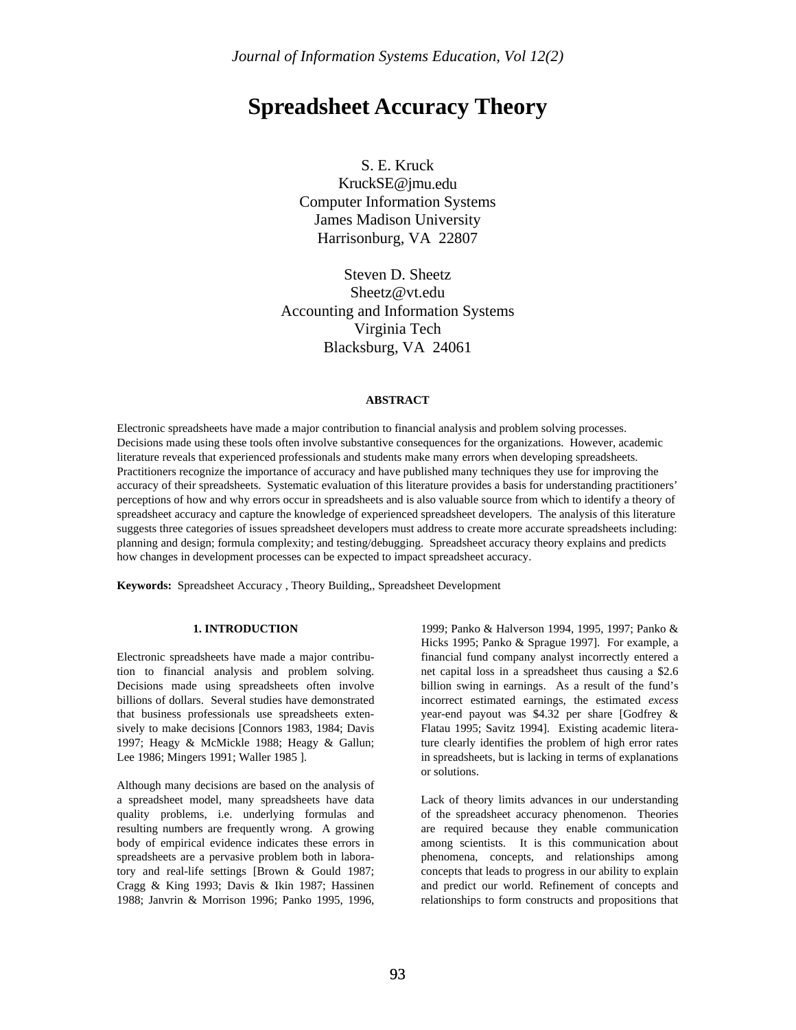# Spreadsheet Accuracy Theory

S. E. Kruck
KruckSE@jmu.edu
Computer Information Systems
James Madison University
Harrisonburg, VA 22807

Steven D. Sheetz
Sheetz@vt.edu
Accounting and Information Systems
Virginia Tech
Blacksburg, VA 24061

## ABSTRACT

Electronic spreadsheets have made a major contribution to financial analysis and problem solving processes. Decisions made using these tools often involve substantive consequences for the organizations. However, academic literature reveals that experienced professionals and students make many errors when developing spreadsheets. Practitioners recognize the importance of accuracy and have published many techniques they use for improving the accuracy of their spreadsheets. Systematic evaluation of this literature provides a basis for understanding practitioners' perceptions of how and why errors occur in spreadsheets and is also valuable source from which to identify a theory of spreadsheet accuracy and capture the knowledge of experienced spreadsheet developers. The analysis of this literature suggests three categories of issues spreadsheet developers must address to create more accurate spreadsheets including: planning and design; formula complexity; and testing/debugging. Spreadsheet accuracy theory explains and predicts how changes in development processes can be expected to impact spreadsheet accuracy.

**Keywords:** Spreadsheet Accuracy , Theory Building,, Spreadsheet Development

## 1. INTRODUCTION

Electronic spreadsheets have made a major contribution to financial analysis and problem solving. Decisions made using spreadsheets often involve billions of dollars. Several studies have demonstrated that business professionals use spreadsheets extensively to make decisions [Connors 1983, 1984; Davis 1997; Heagy & McMickle 1988; Heagy & Gallun; Lee 1986; Mingers 1991; Waller 1985 ].

Although many decisions are based on the analysis of a spreadsheet model, many spreadsheets have data quality problems, i.e. underlying formulas and resulting numbers are frequently wrong. A growing body of empirical evidence indicates these errors in spreadsheets are a pervasive problem both in laboratory and real-life settings [Brown & Gould 1987; Cragg & King 1993; Davis & Ikin 1987; Hassinen 1988; Janvrin & Morrison 1996; Panko 1995, 1996, 1999; Panko & Halverson 1994, 1995, 1997; Panko & Hicks 1995; Panko & Sprague 1997]. For example, a financial fund company analyst incorrectly entered a net capital loss in a spreadsheet thus causing a $2.6 billion swing in earnings. As a result of the fund's incorrect estimated earnings, the estimated *excess* year-end payout was $4.32 per share [Godfrey & Flatau 1995; Savitz 1994]. Existing academic literature clearly identifies the problem of high error rates in spreadsheets, but is lacking in terms of explanations or solutions.

Lack of theory limits advances in our understanding of the spreadsheet accuracy phenomenon. Theories are required because they enable communication among scientists. It is this communication about phenomena, concepts, and relationships among concepts that leads to progress in our ability to explain and predict our world. Refinement of concepts and relationships to form constructs and propositions that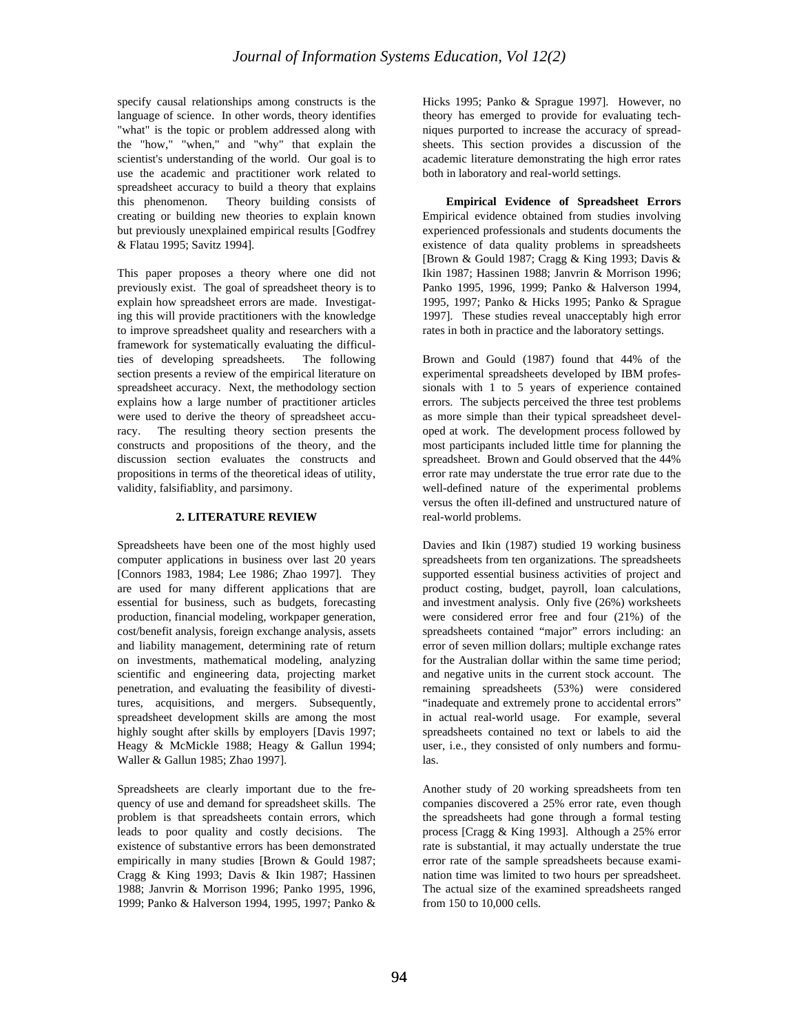specify causal relationships among constructs is the language of science. In other words, theory identifies "what" is the topic or problem addressed along with the "how," "when," and "why" that explain the scientist's understanding of the world. Our goal is to use the academic and practitioner work related to spreadsheet accuracy to build a theory that explains this phenomenon. Theory building consists of creating or building new theories to explain known but previously unexplained empirical results [Godfrey & Flatau 1995; Savitz 1994].

This paper proposes a theory where one did not previously exist. The goal of spreadsheet theory is to explain how spreadsheet errors are made. Investigating this will provide practitioners with the knowledge to improve spreadsheet quality and researchers with a framework for systematically evaluating the difficulties of developing spreadsheets. The following section presents a review of the empirical literature on spreadsheet accuracy. Next, the methodology section explains how a large number of practitioner articles were used to derive the theory of spreadsheet accuracy. The resulting theory section presents the constructs and propositions of the theory, and the discussion section evaluates the constructs and propositions in terms of the theoretical ideas of utility, validity, falsifiablity, and parsimony.

## 2. LITERATURE REVIEW

Spreadsheets have been one of the most highly used computer applications in business over last 20 years [Connors 1983, 1984; Lee 1986; Zhao 1997]. They are used for many different applications that are essential for business, such as budgets, forecasting production, financial modeling, workpaper generation, cost/benefit analysis, foreign exchange analysis, assets and liability management, determining rate of return on investments, mathematical modeling, analyzing scientific and engineering data, projecting market penetration, and evaluating the feasibility of divestitures, acquisitions, and mergers. Subsequently, spreadsheet development skills are among the most highly sought after skills by employers [Davis 1997; Heagy & McMickle 1988; Heagy & Gallun 1994; Waller & Gallun 1985; Zhao 1997].

Spreadsheets are clearly important due to the frequency of use and demand for spreadsheet skills. The problem is that spreadsheets contain errors, which leads to poor quality and costly decisions. The existence of substantive errors has been demonstrated empirically in many studies [Brown & Gould 1987; Cragg & King 1993; Davis & Ikin 1987; Hassinen 1988; Janvrin & Morrison 1996; Panko 1995, 1996, 1999; Panko & Halverson 1994, 1995, 1997; Panko & Hicks 1995; Panko & Sprague 1997]. However, no theory has emerged to provide for evaluating techniques purported to increase the accuracy of spreadsheets. This section provides a discussion of the academic literature demonstrating the high error rates both in laboratory and real-world settings.

**Empirical Evidence of Spreadsheet Errors** Empirical evidence obtained from studies involving experienced professionals and students documents the existence of data quality problems in spreadsheets [Brown & Gould 1987; Cragg & King 1993; Davis & Ikin 1987; Hassinen 1988; Janvrin & Morrison 1996; Panko 1995, 1996, 1999; Panko & Halverson 1994, 1995, 1997; Panko & Hicks 1995; Panko & Sprague 1997]. These studies reveal unacceptably high error rates in both in practice and the laboratory settings.

Brown and Gould (1987) found that 44% of the experimental spreadsheets developed by IBM professionals with 1 to 5 years of experience contained errors. The subjects perceived the three test problems as more simple than their typical spreadsheet developed at work. The development process followed by most participants included little time for planning the spreadsheet. Brown and Gould observed that the 44% error rate may understate the true error rate due to the well-defined nature of the experimental problems versus the often ill-defined and unstructured nature of real-world problems.

Davies and Ikin (1987) studied 19 working business spreadsheets from ten organizations. The spreadsheets supported essential business activities of project and product costing, budget, payroll, loan calculations, and investment analysis. Only five (26%) worksheets were considered error free and four (21%) of the spreadsheets contained "major" errors including: an error of seven million dollars; multiple exchange rates for the Australian dollar within the same time period; and negative units in the current stock account. The remaining spreadsheets (53%) were considered "inadequate and extremely prone to accidental errors" in actual real-world usage. For example, several spreadsheets contained no text or labels to aid the user, i.e., they consisted of only numbers and formulas.

Another study of 20 working spreadsheets from ten companies discovered a 25% error rate, even though the spreadsheets had gone through a formal testing process [Cragg & King 1993]. Although a 25% error rate is substantial, it may actually understate the true error rate of the sample spreadsheets because examination time was limited to two hours per spreadsheet. The actual size of the examined spreadsheets ranged from 150 to 10,000 cells.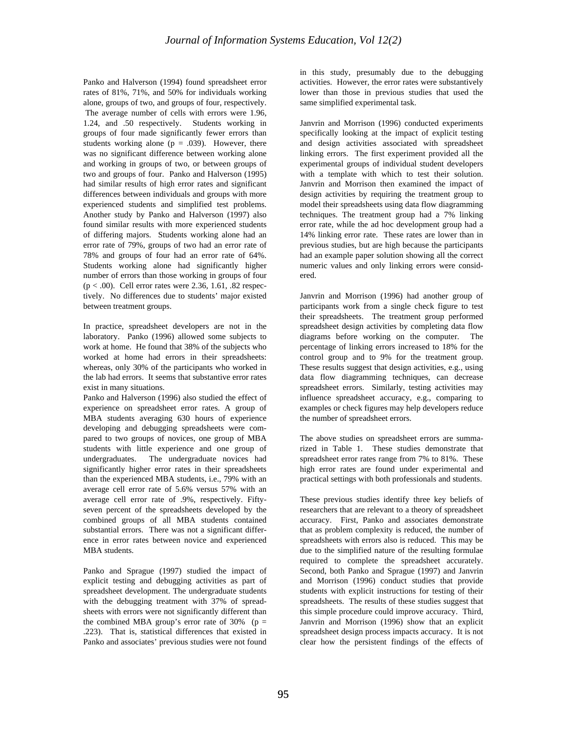Panko and Halverson (1994) found spreadsheet error rates of 81%, 71%, and 50% for individuals working alone, groups of two, and groups of four, respectively. The average number of cells with errors were 1.96, 1.24, and .50 respectively. Students working in groups of four made significantly fewer errors than students working alone ($p$ = .039). However, there was no significant difference between working alone and working in groups of two, or between groups of two and groups of four. Panko and Halverson (1995) had similar results of high error rates and significant differences between individuals and groups with more experienced students and simplified test problems. Another study by Panko and Halverson (1997) also found similar results with more experienced students of differing majors. Students working alone had an error rate of 79%, groups of two had an error rate of 78% and groups of four had an error rate of 64%. Students working alone had significantly higher number of errors than those working in groups of four ($p$ < .00). Cell error rates were 2.36, 1.61, .82 respectively. No differences due to students' major existed between treatment groups.

In practice, spreadsheet developers are not in the laboratory. Panko (1996) allowed some subjects to work at home. He found that 38% of the subjects who worked at home had errors in their spreadsheets: whereas, only 30% of the participants who worked in the lab had errors. It seems that substantive error rates exist in many situations.

Panko and Halverson (1996) also studied the effect of experience on spreadsheet error rates. A group of MBA students averaging 630 hours of experience developing and debugging spreadsheets were compared to two groups of novices, one group of MBA students with little experience and one group of undergraduates. The undergraduate novices had significantly higher error rates in their spreadsheets than the experienced MBA students, i.e., 79% with an average cell error rate of 5.6% versus 57% with an average cell error rate of .9%, respectively. Fifty-seven percent of the spreadsheets developed by the combined groups of all MBA students contained substantial errors. There was not a significant difference in error rates between novice and experienced MBA students.

Panko and Sprague (1997) studied the impact of explicit testing and debugging activities as part of spreadsheet development. The undergraduate students with the debugging treatment with 37% of spreadsheets with errors were not significantly different than the combined MBA group's error rate of 30% ($p$ = .223). That is, statistical differences that existed in Panko and associates' previous studies were not found in this study, presumably due to the debugging activities. However, the error rates were substantively lower than those in previous studies that used the same simplified experimental task.

Janvrin and Morrison (1996) conducted experiments specifically looking at the impact of explicit testing and design activities associated with spreadsheet linking errors. The first experiment provided all the experimental groups of individual student developers with a template with which to test their solution. Janvrin and Morrison then examined the impact of design activities by requiring the treatment group to model their spreadsheets using data flow diagramming techniques. The treatment group had a 7% linking error rate, while the ad hoc development group had a 14% linking error rate. These rates are lower than in previous studies, but are high because the participants had an example paper solution showing all the correct numeric values and only linking errors were considered.

Janvrin and Morrison (1996) had another group of participants work from a single check figure to test their spreadsheets. The treatment group performed spreadsheet design activities by completing data flow diagrams before working on the computer. The percentage of linking errors increased to 18% for the control group and to 9% for the treatment group. These results suggest that design activities, e.g., using data flow diagramming techniques, can decrease spreadsheet errors. Similarly, testing activities may influence spreadsheet accuracy, e.g., comparing to examples or check figures may help developers reduce the number of spreadsheet errors.

The above studies on spreadsheet errors are summarized in Table 1. These studies demonstrate that spreadsheet error rates range from 7% to 81%. These high error rates are found under experimental and practical settings with both professionals and students.

These previous studies identify three key beliefs of researchers that are relevant to a theory of spreadsheet accuracy. First, Panko and associates demonstrate that as problem complexity is reduced, the number of spreadsheets with errors also is reduced. This may be due to the simplified nature of the resulting formulae required to complete the spreadsheet accurately. Second, both Panko and Sprague (1997) and Janvrin and Morrison (1996) conduct studies that provide students with explicit instructions for testing of their spreadsheets. The results of these studies suggest that this simple procedure could improve accuracy. Third, Janvrin and Morrison (1996) show that an explicit spreadsheet design process impacts accuracy. It is not clear how the persistent findings of the effects of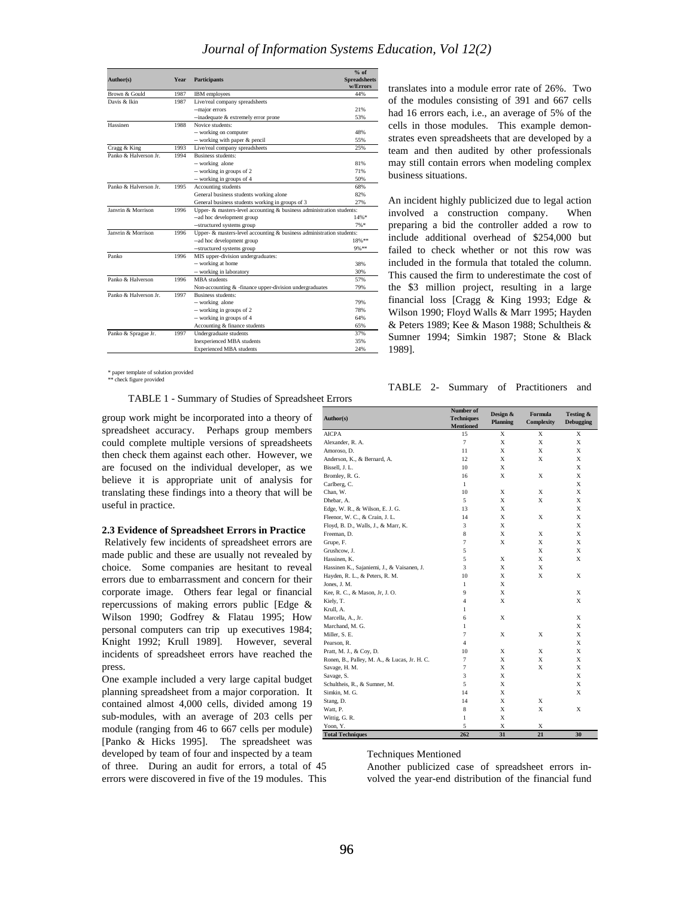| Author(s) | Year | Participants | % of Spreadsheets w/Errors |
|---|---|---|---|
| Brown & Gould | 1987 | IBM employees | 44% |
| Davis & Ikin | 1987 | Live/real company spreadsheets | |
| | | --major errors | 21% |
| | | --inadequate & extremely error prone | 53% |
| Hassinen | 1988 | Novice students: | |
| | | -- working on computer | 48% |
| | | -- working with paper & pencil | 55% |
| Cragg & King | 1993 | Live/real company spreadsheets | 25% |
| Panko & Halverson Jr. | 1994 | Business students: | |
| | | -- working alone | 81% |
| | | -- working in groups of 2 | 71% |
| | | -- working in groups of 4 | 50% |
| Panko & Halverson Jr. | 1995 | Accounting students | 68% |
| | | General business students working alone | 82% |
| | | General business students working in groups of 3 | 27% |
| Janvrin & Morrison | 1996 | Upper- & masters-level accounting & business administration students: | |
| | | --ad hoc development group | 14%* |
| | | --structured systems group | 7%* |
| Janvrin & Morrison | 1996 | Upper- & masters-level accounting & business administration students: | |
| | | --ad hoc development group | 18%** |
| | | --structured systems group | 9%** |
| Panko | 1996 | MIS upper-division undergraduates: | |
| | | -- working at home | 38% |
| | | -- working in laboratory | 30% |
| Panko & Halverson | 1996 | MBA students | 57% |
| | | Non-accounting & -finance upper-division undergraduates | 79% |
| Panko & Halverson Jr. | 1997 | Business students: | |
| | | -- working alone | 79% |
| | | -- working in groups of 2 | 78% |
| | | -- working in groups of 4 | 64% |
| | | Accounting & finance students | 65% |
| Panko & Sprague Jr. | 1997 | Undergraduate students | 37% |
| | | Inexperienced MBA students | 35% |
| | | Experienced MBA students | 24% |

\* paper template of solution provided
\*\* check figure provided

TABLE 1 - Summary of Studies of Spreadsheet Errors

group work might be incorporated into a theory of spreadsheet accuracy. Perhaps group members could complete multiple versions of spreadsheets then check them against each other. However, we are focused on the individual developer, as we believe it is appropriate unit of analysis for translating these findings into a theory that will be useful in practice.

### 2.3 Evidence of Spreadsheet Errors in Practice

Relatively few incidents of spreadsheet errors are made public and these are usually not revealed by choice. Some companies are hesitant to reveal errors due to embarrassment and concern for their corporate image. Others fear legal or financial repercussions of making errors public [Edge & Wilson 1990; Godfrey & Flatau 1995; How personal computers can trip up executives 1984; Knight 1992; Krull 1989]. However, several incidents of spreadsheet errors have reached the press.

One example included a very large capital budget planning spreadsheet from a major corporation. It contained almost 4,000 cells, divided among 19 sub-modules, with an average of 203 cells per module (ranging from 46 to 667 cells per module) [Panko & Hicks 1995]. The spreadsheet was developed by team of four and inspected by a team of three. During an audit for errors, a total of 45 errors were discovered in five of the 19 modules. This translates into a module error rate of 26%. Two of the modules consisting of 391 and 667 cells had 16 errors each, i.e., an average of 5% of the cells in those modules. This example demonstrates even spreadsheets that are developed by a team and then audited by other professionals may still contain errors when modeling complex business situations.

An incident highly publicized due to legal action involved a construction company. When preparing a bid the controller added a row to include additional overhead of $254,000 but failed to check whether or not this row was included in the formula that totaled the column. This caused the firm to underestimate the cost of the $3 million project, resulting in a large financial loss [Cragg & King 1993; Edge & Wilson 1990; Floyd Walls & Marr 1995; Hayden & Peters 1989; Kee & Mason 1988; Schultheis & Sumner 1994; Simkin 1987; Stone & Black 1989].

TABLE 2- Summary of Practitioners and Techniques Mentioned

| Author(s) | Number of Techniques Mentioned | Design & Planning | Formula Complexity | Testing & Debugging |
|---|---|---|---|---|
| AICPA | 15 | X | X | X |
| Alexander, R. A. | 7 | X | X | X |
| Amoroso, D. | 11 | X | X | X |
| Anderson, K., & Bernard, A. | 12 | X | X | X |
| Bissell, J. L. | 10 | X | | X |
| Bromley, R. G. | 16 | X | X | X |
| Carlberg, C. | 1 | | | X |
| Chan, W. | 10 | X | X | X |
| Dhebar, A. | 5 | X | X | X |
| Edge, W. R., & Wilson, E. J. G. | 13 | X | | X |
| Fleenor, W. C., & Crain, J. L. | 14 | X | X | X |
| Floyd, B. D., Walls, J., & Marr, K. | 3 | X | | X |
| Freeman, D. | 8 | X | X | X |
| Grupe, F. | 7 | X | X | X |
| Grushcow, J. | 5 | | X | X |
| Hassinen, K. | 5 | X | X | X |
| Hassinen K., Sajaniemi, J., & Vaisanen, J. | 3 | X | X | |
| Hayden, R. L., & Peters, R. M. | 10 | X | X | X |
| Jones, J. M. | 1 | X | | |
| Kee, R. C., & Mason, Jr, J. O. | 9 | X | | X |
| Kiely, T. | 4 | X | | X |
| Krull, A. | 1 | | | |
| Marcella, A., Jr. | 6 | X | | X |
| Marchand, M. G. | 1 | | | X |
| Miller, S. E. | 7 | X | X | X |
| Pearson, R. | 4 | | | X |
| Pratt, M. J., & Coy, D. | 10 | X | X | X |
| Ronen, B., Palley, M. A., & Lucas, Jr. H. C. | 7 | X | X | X |
| Savage, H. M. | 7 | X | X | X |
| Savage, S. | 3 | X | | X |
| Schultheis, R., & Sumner, M. | 5 | X | | X |
| Simkin, M. G. | 14 | X | | X |
| Stang, D. | 14 | X | X | |
| Watt, P. | 8 | X | X | X |
| Wittig, G. R. | 1 | X | | |
| Yoon, Y. | 5 | X | X | |
| **Total Techniques** | **262** | **31** | **21** | **30** |

Another publicized case of spreadsheet errors involved the year-end distribution of the financial fund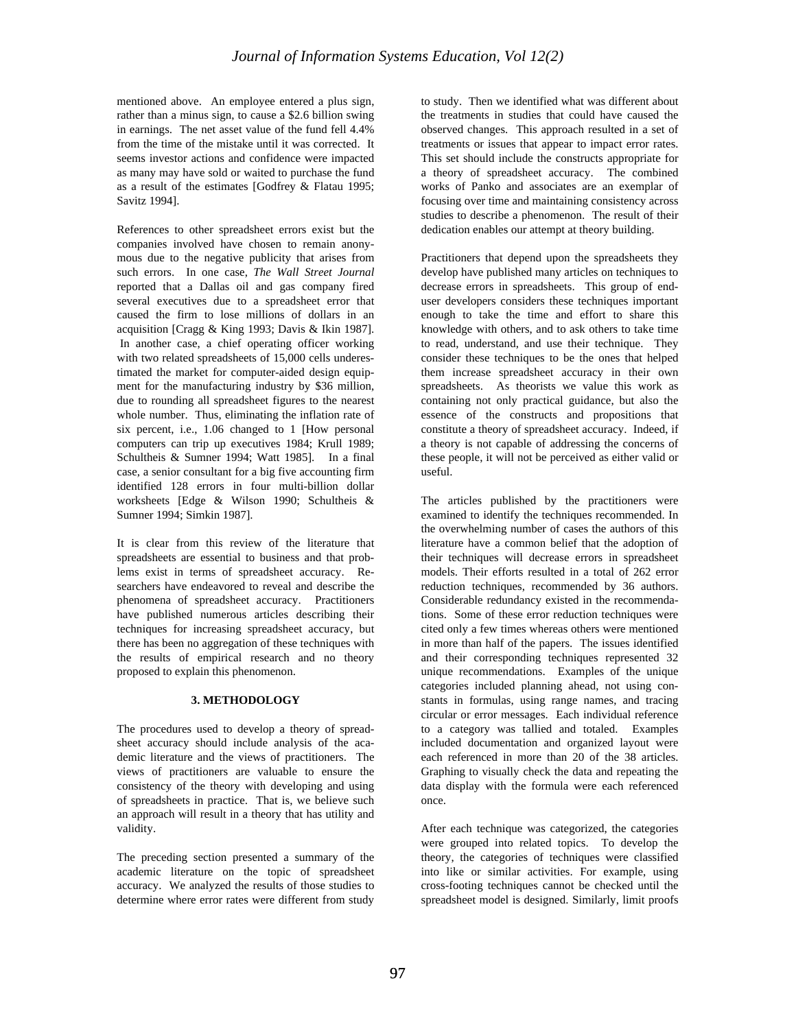mentioned above. An employee entered a plus sign, rather than a minus sign, to cause a $2.6 billion swing in earnings. The net asset value of the fund fell 4.4% from the time of the mistake until it was corrected. It seems investor actions and confidence were impacted as many may have sold or waited to purchase the fund as a result of the estimates [Godfrey & Flatau 1995; Savitz 1994].

References to other spreadsheet errors exist but the companies involved have chosen to remain anonymous due to the negative publicity that arises from such errors. In one case, *The Wall Street Journal* reported that a Dallas oil and gas company fired several executives due to a spreadsheet error that caused the firm to lose millions of dollars in an acquisition [Cragg & King 1993; Davis & Ikin 1987]. In another case, a chief operating officer working with two related spreadsheets of 15,000 cells underestimated the market for computer-aided design equipment for the manufacturing industry by $36 million, due to rounding all spreadsheet figures to the nearest whole number. Thus, eliminating the inflation rate of six percent, i.e., 1.06 changed to 1 [How personal computers can trip up executives 1984; Krull 1989; Schultheis & Sumner 1994; Watt 1985]. In a final case, a senior consultant for a big five accounting firm identified 128 errors in four multi-billion dollar worksheets [Edge & Wilson 1990; Schultheis & Sumner 1994; Simkin 1987].

It is clear from this review of the literature that spreadsheets are essential to business and that problems exist in terms of spreadsheet accuracy. Researchers have endeavored to reveal and describe the phenomena of spreadsheet accuracy. Practitioners have published numerous articles describing their techniques for increasing spreadsheet accuracy, but there has been no aggregation of these techniques with the results of empirical research and no theory proposed to explain this phenomenon.

## 3. METHODOLOGY

The procedures used to develop a theory of spreadsheet accuracy should include analysis of the academic literature and the views of practitioners. The views of practitioners are valuable to ensure the consistency of the theory with developing and using of spreadsheets in practice. That is, we believe such an approach will result in a theory that has utility and validity.

The preceding section presented a summary of the academic literature on the topic of spreadsheet accuracy. We analyzed the results of those studies to determine where error rates were different from study to study. Then we identified what was different about the treatments in studies that could have caused the observed changes. This approach resulted in a set of treatments or issues that appear to impact error rates. This set should include the constructs appropriate for a theory of spreadsheet accuracy. The combined works of Panko and associates are an exemplar of focusing over time and maintaining consistency across studies to describe a phenomenon. The result of their dedication enables our attempt at theory building.

Practitioners that depend upon the spreadsheets they develop have published many articles on techniques to decrease errors in spreadsheets. This group of end-user developers considers these techniques important enough to take the time and effort to share this knowledge with others, and to ask others to take time to read, understand, and use their technique. They consider these techniques to be the ones that helped them increase spreadsheet accuracy in their own spreadsheets. As theorists we value this work as containing not only practical guidance, but also the essence of the constructs and propositions that constitute a theory of spreadsheet accuracy. Indeed, if a theory is not capable of addressing the concerns of these people, it will not be perceived as either valid or useful.

The articles published by the practitioners were examined to identify the techniques recommended. In the overwhelming number of cases the authors of this literature have a common belief that the adoption of their techniques will decrease errors in spreadsheet models. Their efforts resulted in a total of 262 error reduction techniques, recommended by 36 authors. Considerable redundancy existed in the recommendations. Some of these error reduction techniques were cited only a few times whereas others were mentioned in more than half of the papers. The issues identified and their corresponding techniques represented 32 unique recommendations. Examples of the unique categories included planning ahead, not using constants in formulas, using range names, and tracing circular or error messages. Each individual reference to a category was tallied and totaled. Examples included documentation and organized layout were each referenced in more than 20 of the 38 articles. Graphing to visually check the data and repeating the data display with the formula were each referenced once.

After each technique was categorized, the categories were grouped into related topics. To develop the theory, the categories of techniques were classified into like or similar activities. For example, using cross-footing techniques cannot be checked until the spreadsheet model is designed. Similarly, limit proofs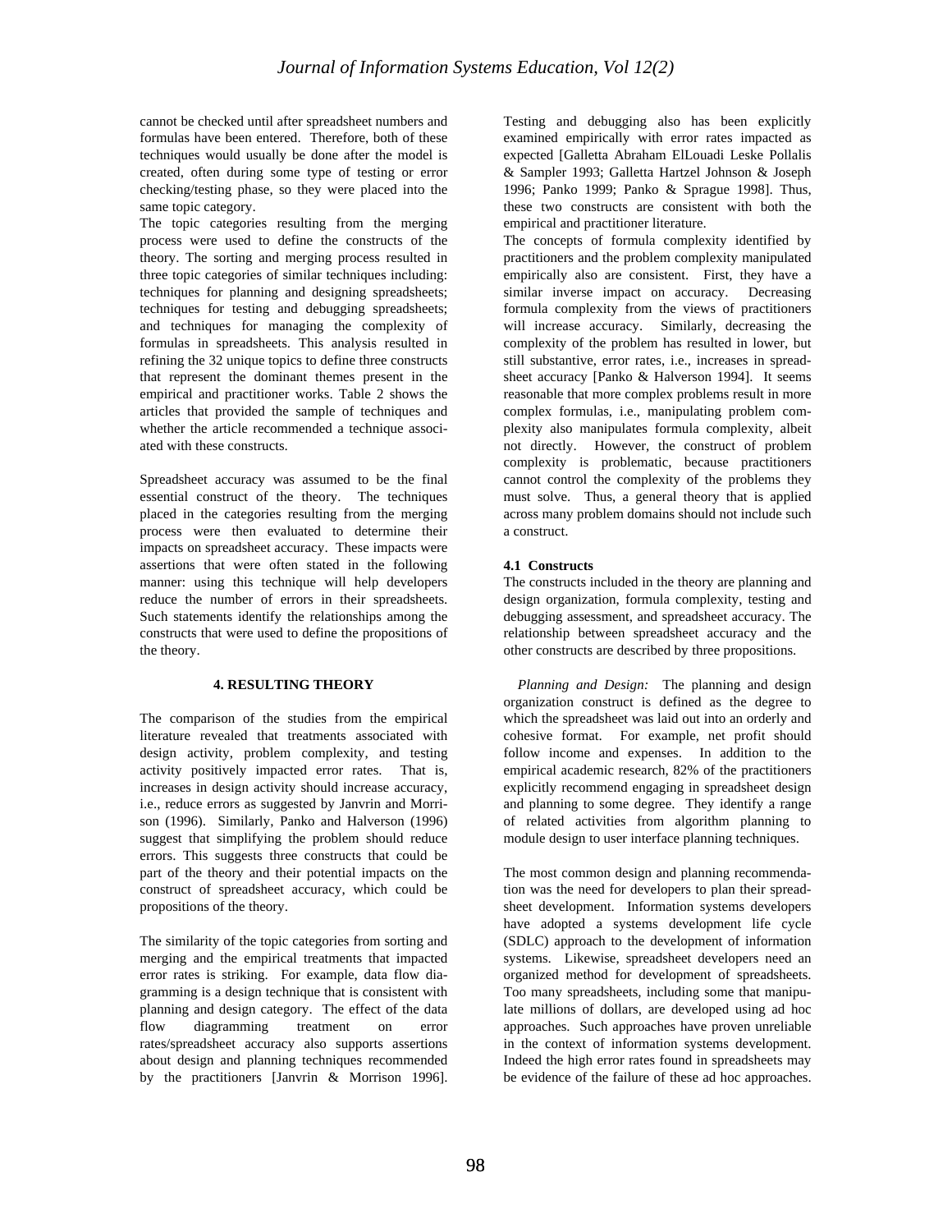cannot be checked until after spreadsheet numbers and formulas have been entered. Therefore, both of these techniques would usually be done after the model is created, often during some type of testing or error checking/testing phase, so they were placed into the same topic category.

The topic categories resulting from the merging process were used to define the constructs of the theory. The sorting and merging process resulted in three topic categories of similar techniques including: techniques for planning and designing spreadsheets; techniques for testing and debugging spreadsheets; and techniques for managing the complexity of formulas in spreadsheets. This analysis resulted in refining the 32 unique topics to define three constructs that represent the dominant themes present in the empirical and practitioner works. Table 2 shows the articles that provided the sample of techniques and whether the article recommended a technique associated with these constructs.

Spreadsheet accuracy was assumed to be the final essential construct of the theory. The techniques placed in the categories resulting from the merging process were then evaluated to determine their impacts on spreadsheet accuracy. These impacts were assertions that were often stated in the following manner: using this technique will help developers reduce the number of errors in their spreadsheets. Such statements identify the relationships among the constructs that were used to define the propositions of the theory.

## 4. RESULTING THEORY

The comparison of the studies from the empirical literature revealed that treatments associated with design activity, problem complexity, and testing activity positively impacted error rates. That is, increases in design activity should increase accuracy, i.e., reduce errors as suggested by Janvrin and Morrison (1996). Similarly, Panko and Halverson (1996) suggest that simplifying the problem should reduce errors. This suggests three constructs that could be part of the theory and their potential impacts on the construct of spreadsheet accuracy, which could be propositions of the theory.

The similarity of the topic categories from sorting and merging and the empirical treatments that impacted error rates is striking. For example, data flow diagramming is a design technique that is consistent with planning and design category. The effect of the data flow diagramming treatment on error rates/spreadsheet accuracy also supports assertions about design and planning techniques recommended by the practitioners [Janvrin & Morrison 1996]. Testing and debugging also has been explicitly examined empirically with error rates impacted as expected [Galletta Abraham ElLouadi Leske Pollalis & Sampler 1993; Galletta Hartzel Johnson & Joseph 1996; Panko 1999; Panko & Sprague 1998]. Thus, these two constructs are consistent with both the empirical and practitioner literature.

The concepts of formula complexity identified by practitioners and the problem complexity manipulated empirically also are consistent. First, they have a similar inverse impact on accuracy. Decreasing formula complexity from the views of practitioners will increase accuracy. Similarly, decreasing the complexity of the problem has resulted in lower, but still substantive, error rates, i.e., increases in spreadsheet accuracy [Panko & Halverson 1994]. It seems reasonable that more complex problems result in more complex formulas, i.e., manipulating problem complexity also manipulates formula complexity, albeit not directly. However, the construct of problem complexity is problematic, because practitioners cannot control the complexity of the problems they must solve. Thus, a general theory that is applied across many problem domains should not include such a construct.

### 4.1 Constructs

The constructs included in the theory are planning and design organization, formula complexity, testing and debugging assessment, and spreadsheet accuracy. The relationship between spreadsheet accuracy and the other constructs are described by three propositions.

*Planning and Design:* The planning and design organization construct is defined as the degree to which the spreadsheet was laid out into an orderly and cohesive format. For example, net profit should follow income and expenses. In addition to the empirical academic research, 82% of the practitioners explicitly recommend engaging in spreadsheet design and planning to some degree. They identify a range of related activities from algorithm planning to module design to user interface planning techniques.

The most common design and planning recommendation was the need for developers to plan their spreadsheet development. Information systems developers have adopted a systems development life cycle (SDLC) approach to the development of information systems. Likewise, spreadsheet developers need an organized method for development of spreadsheets. Too many spreadsheets, including some that manipulate millions of dollars, are developed using ad hoc approaches. Such approaches have proven unreliable in the context of information systems development. Indeed the high error rates found in spreadsheets may be evidence of the failure of these ad hoc approaches.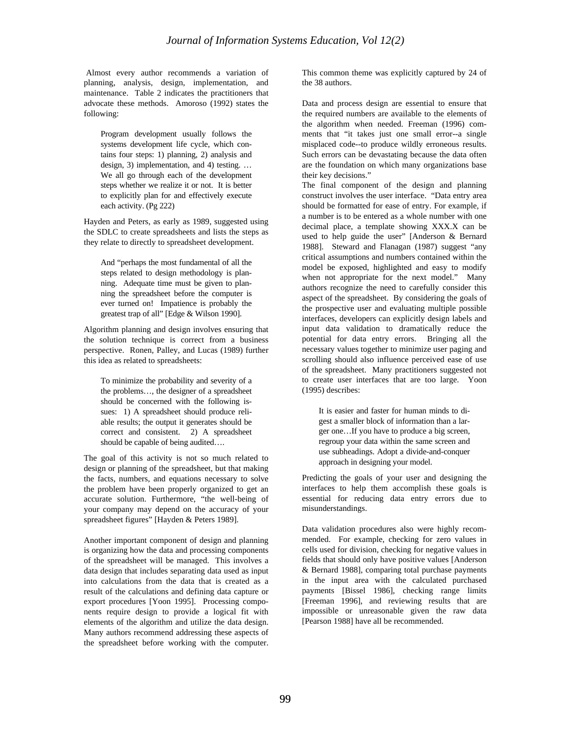Almost every author recommends a variation of planning, analysis, design, implementation, and maintenance. Table 2 indicates the practitioners that advocate these methods. Amoroso (1992) states the following:

> Program development usually follows the systems development life cycle, which contains four steps: 1) planning, 2) analysis and design, 3) implementation, and 4) testing. … We all go through each of the development steps whether we realize it or not. It is better to explicitly plan for and effectively execute each activity. (Pg 222)

Hayden and Peters, as early as 1989, suggested using the SDLC to create spreadsheets and lists the steps as they relate to directly to spreadsheet development.

> And "perhaps the most fundamental of all the steps related to design methodology is planning. Adequate time must be given to planning the spreadsheet before the computer is ever turned on! Impatience is probably the greatest trap of all" [Edge & Wilson 1990].

Algorithm planning and design involves ensuring that the solution technique is correct from a business perspective. Ronen, Palley, and Lucas (1989) further this idea as related to spreadsheets:

> To minimize the probability and severity of a the problems…, the designer of a spreadsheet should be concerned with the following issues: 1) A spreadsheet should produce reliable results; the output it generates should be correct and consistent. 2) A spreadsheet should be capable of being audited….

The goal of this activity is not so much related to design or planning of the spreadsheet, but that making the facts, numbers, and equations necessary to solve the problem have been properly organized to get an accurate solution. Furthermore, "the well-being of your company may depend on the accuracy of your spreadsheet figures" [Hayden & Peters 1989].

Another important component of design and planning is organizing how the data and processing components of the spreadsheet will be managed. This involves a data design that includes separating data used as input into calculations from the data that is created as a result of the calculations and defining data capture or export procedures [Yoon 1995]. Processing components require design to provide a logical fit with elements of the algorithm and utilize the data design. Many authors recommend addressing these aspects of the spreadsheet before working with the computer. This common theme was explicitly captured by 24 of the 38 authors.

Data and process design are essential to ensure that the required numbers are available to the elements of the algorithm when needed. Freeman (1996) comments that "it takes just one small error--a single misplaced code--to produce wildly erroneous results. Such errors can be devastating because the data often are the foundation on which many organizations base their key decisions."

The final component of the design and planning construct involves the user interface. "Data entry area should be formatted for ease of entry. For example, if a number is to be entered as a whole number with one decimal place, a template showing XXX.X can be used to help guide the user" [Anderson & Bernard 1988]. Steward and Flanagan (1987) suggest "any critical assumptions and numbers contained within the model be exposed, highlighted and easy to modify when not appropriate for the next model." Many authors recognize the need to carefully consider this aspect of the spreadsheet. By considering the goals of the prospective user and evaluating multiple possible interfaces, developers can explicitly design labels and input data validation to dramatically reduce the potential for data entry errors. Bringing all the necessary values together to minimize user paging and scrolling should also influence perceived ease of use of the spreadsheet. Many practitioners suggested not to create user interfaces that are too large. Yoon (1995) describes:

> It is easier and faster for human minds to digest a smaller block of information than a larger one…If you have to produce a big screen, regroup your data within the same screen and use subheadings. Adopt a divide-and-conquer approach in designing your model.

Predicting the goals of your user and designing the interfaces to help them accomplish these goals is essential for reducing data entry errors due to misunderstandings.

Data validation procedures also were highly recommended. For example, checking for zero values in cells used for division, checking for negative values in fields that should only have positive values [Anderson & Bernard 1988], comparing total purchase payments in the input area with the calculated purchased payments [Bissel 1986], checking range limits [Freeman 1996], and reviewing results that are impossible or unreasonable given the raw data [Pearson 1988] have all be recommended.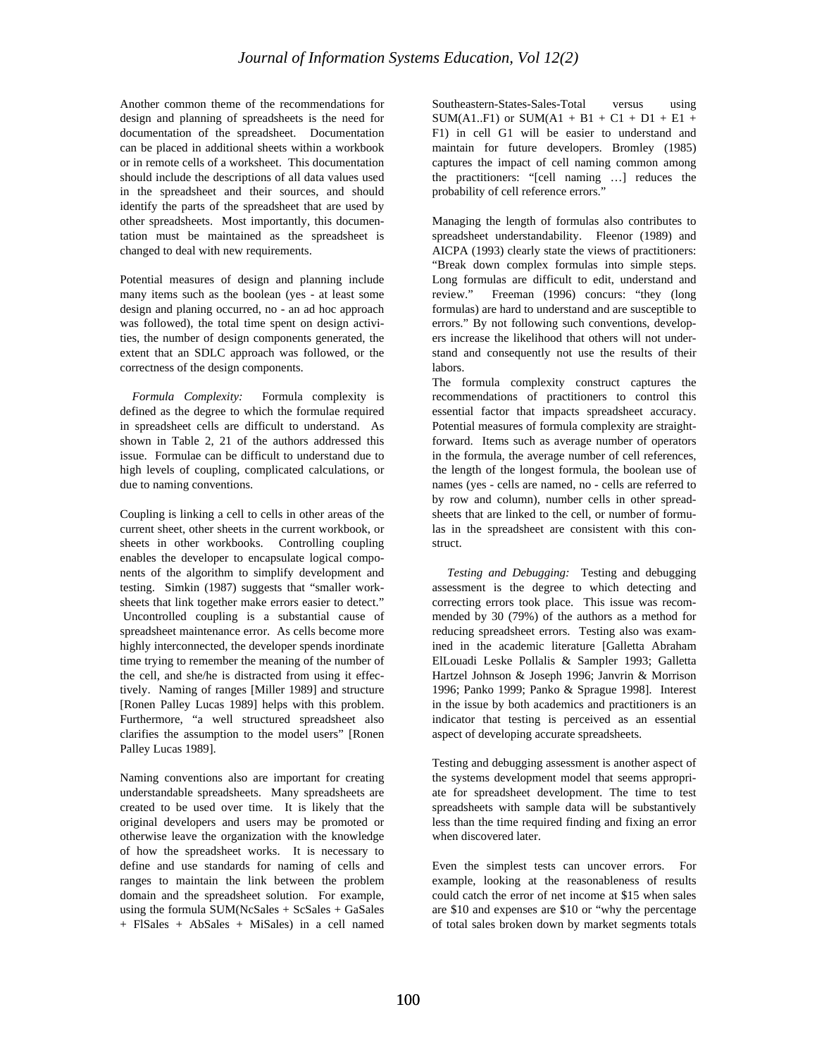Another common theme of the recommendations for design and planning of spreadsheets is the need for documentation of the spreadsheet. Documentation can be placed in additional sheets within a workbook or in remote cells of a worksheet. This documentation should include the descriptions of all data values used in the spreadsheet and their sources, and should identify the parts of the spreadsheet that are used by other spreadsheets. Most importantly, this documentation must be maintained as the spreadsheet is changed to deal with new requirements.

Potential measures of design and planning include many items such as the boolean (yes - at least some design and planing occurred, no - an ad hoc approach was followed), the total time spent on design activities, the number of design components generated, the extent that an SDLC approach was followed, or the correctness of the design components.

*Formula Complexity:* Formula complexity is defined as the degree to which the formulae required in spreadsheet cells are difficult to understand. As shown in Table 2, 21 of the authors addressed this issue. Formulae can be difficult to understand due to high levels of coupling, complicated calculations, or due to naming conventions.

Coupling is linking a cell to cells in other areas of the current sheet, other sheets in the current workbook, or sheets in other workbooks. Controlling coupling enables the developer to encapsulate logical components of the algorithm to simplify development and testing. Simkin (1987) suggests that "smaller worksheets that link together make errors easier to detect." Uncontrolled coupling is a substantial cause of spreadsheet maintenance error. As cells become more highly interconnected, the developer spends inordinate time trying to remember the meaning of the number of the cell, and she/he is distracted from using it effectively. Naming of ranges [Miller 1989] and structure [Ronen Palley Lucas 1989] helps with this problem. Furthermore, "a well structured spreadsheet also clarifies the assumption to the model users" [Ronen Palley Lucas 1989].

Naming conventions also are important for creating understandable spreadsheets. Many spreadsheets are created to be used over time. It is likely that the original developers and users may be promoted or otherwise leave the organization with the knowledge of how the spreadsheet works. It is necessary to define and use standards for naming of cells and ranges to maintain the link between the problem domain and the spreadsheet solution. For example, using the formula SUM(NcSales + ScSales + GaSales + FlSales + AbSales + MiSales) in a cell named Southeastern-States-Sales-Total versus using SUM(A1..F1) or SUM(A1 + B1 + C1 + D1 + E1 + F1) in cell G1 will be easier to understand and maintain for future developers. Bromley (1985) captures the impact of cell naming common among the practitioners: "[cell naming …] reduces the probability of cell reference errors."

Managing the length of formulas also contributes to spreadsheet understandability. Fleenor (1989) and AICPA (1993) clearly state the views of practitioners: "Break down complex formulas into simple steps. Long formulas are difficult to edit, understand and review." Freeman (1996) concurs: "they (long formulas) are hard to understand and are susceptible to errors." By not following such conventions, developers increase the likelihood that others will not understand and consequently not use the results of their labors.

The formula complexity construct captures the recommendations of practitioners to control this essential factor that impacts spreadsheet accuracy. Potential measures of formula complexity are straightforward. Items such as average number of operators in the formula, the average number of cell references, the length of the longest formula, the boolean use of names (yes - cells are named, no - cells are referred to by row and column), number cells in other spreadsheets that are linked to the cell, or number of formulas in the spreadsheet are consistent with this construct.

*Testing and Debugging:* Testing and debugging assessment is the degree to which detecting and correcting errors took place. This issue was recommended by 30 (79%) of the authors as a method for reducing spreadsheet errors. Testing also was examined in the academic literature [Galletta Abraham ElLouadi Leske Pollalis & Sampler 1993; Galletta Hartzel Johnson & Joseph 1996; Janvrin & Morrison 1996; Panko 1999; Panko & Sprague 1998]. Interest in the issue by both academics and practitioners is an indicator that testing is perceived as an essential aspect of developing accurate spreadsheets.

Testing and debugging assessment is another aspect of the systems development model that seems appropriate for spreadsheet development. The time to test spreadsheets with sample data will be substantively less than the time required finding and fixing an error when discovered later.

Even the simplest tests can uncover errors. For example, looking at the reasonableness of results could catch the error of net income at $15 when sales are $10 and expenses are $10 or "why the percentage of total sales broken down by market segments totals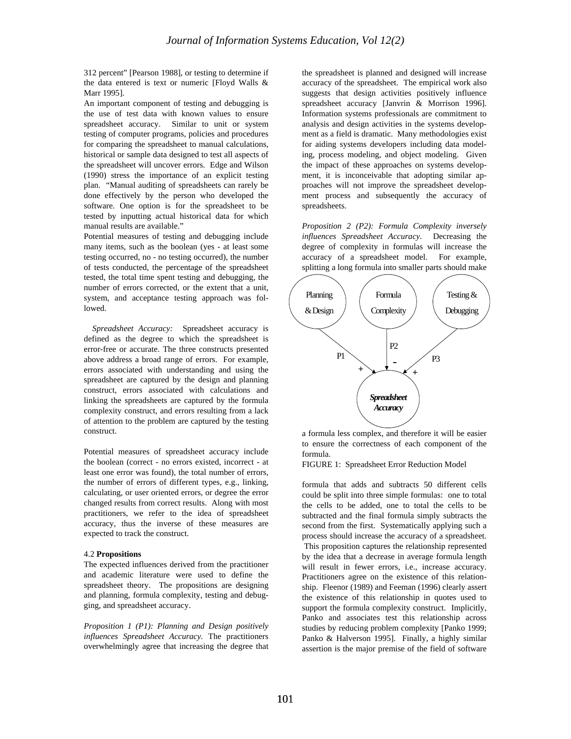312 percent" [Pearson 1988], or testing to determine if the data entered is text or numeric [Floyd Walls & Marr 1995].

An important component of testing and debugging is the use of test data with known values to ensure spreadsheet accuracy. Similar to unit or system testing of computer programs, policies and procedures for comparing the spreadsheet to manual calculations, historical or sample data designed to test all aspects of the spreadsheet will uncover errors. Edge and Wilson (1990) stress the importance of an explicit testing plan. "Manual auditing of spreadsheets can rarely be done effectively by the person who developed the software. One option is for the spreadsheet to be tested by inputting actual historical data for which manual results are available."

Potential measures of testing and debugging include many items, such as the boolean (yes - at least some testing occurred, no - no testing occurred), the number of tests conducted, the percentage of the spreadsheet tested, the total time spent testing and debugging, the number of errors corrected, or the extent that a unit, system, and acceptance testing approach was followed.

*Spreadsheet Accuracy:* Spreadsheet accuracy is defined as the degree to which the spreadsheet is error-free or accurate. The three constructs presented above address a broad range of errors. For example, errors associated with understanding and using the spreadsheet are captured by the design and planning construct, errors associated with calculations and linking the spreadsheets are captured by the formula complexity construct, and errors resulting from a lack of attention to the problem are captured by the testing construct.

Potential measures of spreadsheet accuracy include the boolean (correct - no errors existed, incorrect - at least one error was found), the total number of errors, the number of errors of different types, e.g., linking, calculating, or user oriented errors, or degree the error changed results from correct results. Along with most practitioners, we refer to the idea of spreadsheet accuracy, thus the inverse of these measures are expected to track the construct.

### 4.2 Propositions

The expected influences derived from the practitioner and academic literature were used to define the spreadsheet theory. The propositions are designing and planning, formula complexity, testing and debugging, and spreadsheet accuracy.

*Proposition 1 (P1): Planning and Design positively influences Spreadsheet Accuracy.* The practitioners overwhelmingly agree that increasing the degree that the spreadsheet is planned and designed will increase accuracy of the spreadsheet. The empirical work also suggests that design activities positively influence spreadsheet accuracy [Janvrin & Morrison 1996]. Information systems professionals are commitment to analysis and design activities in the systems development as a field is dramatic. Many methodologies exist for aiding systems developers including data modeling, process modeling, and object modeling. Given the impact of these approaches on systems development, it is inconceivable that adopting similar approaches will not improve the spreadsheet development process and subsequently the accuracy of spreadsheets.

*Proposition 2 (P2): Formula Complexity inversely influences Spreadsheet Accuracy.* Decreasing the degree of complexity in formulas will increase the accuracy of a spreadsheet model. For example, splitting a long formula into smaller parts should make a formula less complex, and therefore it will be easier to ensure the correctness of each component of the formula.

Planning & Design → (P1, +) → Spreadsheet Accuracy; Formula Complexity → (P2, -) → Spreadsheet Accuracy; Testing & Debugging → (P3, +) → Spreadsheet Accuracy

FIGURE 1: Spreadsheet Error Reduction Model

formula that adds and subtracts 50 different cells could be split into three simple formulas: one to total the cells to be added, one to total the cells to be subtracted and the final formula simply subtracts the second from the first. Systematically applying such a process should increase the accuracy of a spreadsheet. This proposition captures the relationship represented by the idea that a decrease in average formula length will result in fewer errors, i.e., increase accuracy. Practitioners agree on the existence of this relationship. Fleenor (1989) and Feeman (1996) clearly assert the existence of this relationship in quotes used to support the formula complexity construct. Implicitly, Panko and associates test this relationship across studies by reducing problem complexity [Panko 1999; Panko & Halverson 1995]. Finally, a highly similar assertion is the major premise of the field of software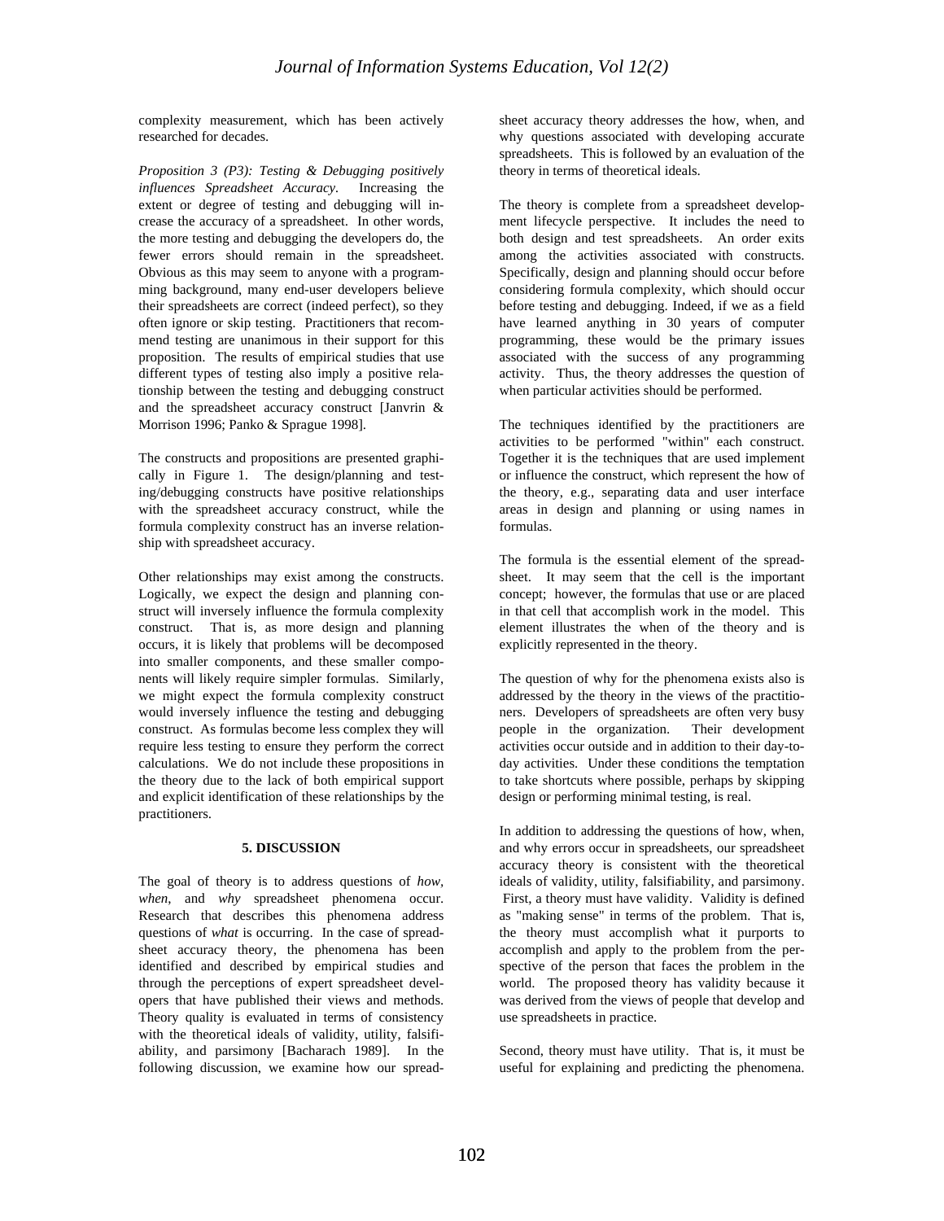complexity measurement, which has been actively researched for decades.

*Proposition 3 (P3): Testing & Debugging positively influences Spreadsheet Accuracy.* Increasing the extent or degree of testing and debugging will increase the accuracy of a spreadsheet. In other words, the more testing and debugging the developers do, the fewer errors should remain in the spreadsheet. Obvious as this may seem to anyone with a programming background, many end-user developers believe their spreadsheets are correct (indeed perfect), so they often ignore or skip testing. Practitioners that recommend testing are unanimous in their support for this proposition. The results of empirical studies that use different types of testing also imply a positive relationship between the testing and debugging construct and the spreadsheet accuracy construct [Janvrin & Morrison 1996; Panko & Sprague 1998].

The constructs and propositions are presented graphically in Figure 1. The design/planning and testing/debugging constructs have positive relationships with the spreadsheet accuracy construct, while the formula complexity construct has an inverse relationship with spreadsheet accuracy.

Other relationships may exist among the constructs. Logically, we expect the design and planning construct will inversely influence the formula complexity construct. That is, as more design and planning occurs, it is likely that problems will be decomposed into smaller components, and these smaller components will likely require simpler formulas. Similarly, we might expect the formula complexity construct would inversely influence the testing and debugging construct. As formulas become less complex they will require less testing to ensure they perform the correct calculations. We do not include these propositions in the theory due to the lack of both empirical support and explicit identification of these relationships by the practitioners.

## 5. DISCUSSION

The goal of theory is to address questions of *how*, *when*, and *why* spreadsheet phenomena occur. Research that describes this phenomena address questions of *what* is occurring. In the case of spreadsheet accuracy theory, the phenomena has been identified and described by empirical studies and through the perceptions of expert spreadsheet developers that have published their views and methods. Theory quality is evaluated in terms of consistency with the theoretical ideals of validity, utility, falsifiability, and parsimony [Bacharach 1989]. In the following discussion, we examine how our spreadsheet accuracy theory addresses the how, when, and why questions associated with developing accurate spreadsheets. This is followed by an evaluation of the theory in terms of theoretical ideals.

The theory is complete from a spreadsheet development lifecycle perspective. It includes the need to both design and test spreadsheets. An order exits among the activities associated with constructs. Specifically, design and planning should occur before considering formula complexity, which should occur before testing and debugging. Indeed, if we as a field have learned anything in 30 years of computer programming, these would be the primary issues associated with the success of any programming activity. Thus, the theory addresses the question of when particular activities should be performed.

The techniques identified by the practitioners are activities to be performed "within" each construct. Together it is the techniques that are used implement or influence the construct, which represent the how of the theory, e.g., separating data and user interface areas in design and planning or using names in formulas.

The formula is the essential element of the spreadsheet. It may seem that the cell is the important concept; however, the formulas that use or are placed in that cell that accomplish work in the model. This element illustrates the when of the theory and is explicitly represented in the theory.

The question of why for the phenomena exists also is addressed by the theory in the views of the practitioners. Developers of spreadsheets are often very busy people in the organization. Their development activities occur outside and in addition to their day-to-day activities. Under these conditions the temptation to take shortcuts where possible, perhaps by skipping design or performing minimal testing, is real.

In addition to addressing the questions of how, when, and why errors occur in spreadsheets, our spreadsheet accuracy theory is consistent with the theoretical ideals of validity, utility, falsifiability, and parsimony. First, a theory must have validity. Validity is defined as "making sense" in terms of the problem. That is, the theory must accomplish what it purports to accomplish and apply to the problem from the perspective of the person that faces the problem in the world. The proposed theory has validity because it was derived from the views of people that develop and use spreadsheets in practice.

Second, theory must have utility. That is, it must be useful for explaining and predicting the phenomena.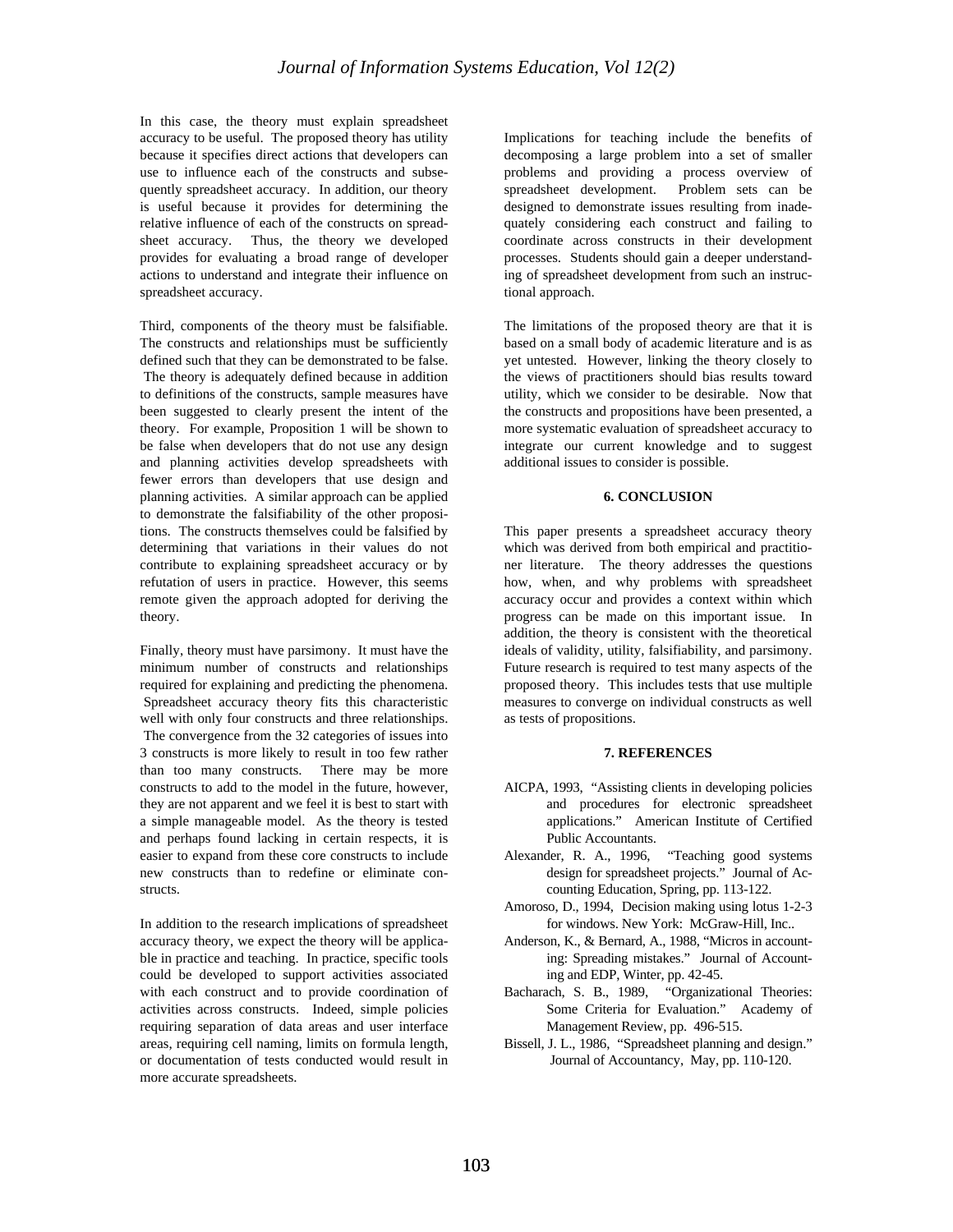In this case, the theory must explain spreadsheet accuracy to be useful. The proposed theory has utility because it specifies direct actions that developers can use to influence each of the constructs and subsequently spreadsheet accuracy. In addition, our theory is useful because it provides for determining the relative influence of each of the constructs on spreadsheet accuracy. Thus, the theory we developed provides for evaluating a broad range of developer actions to understand and integrate their influence on spreadsheet accuracy.

Third, components of the theory must be falsifiable. The constructs and relationships must be sufficiently defined such that they can be demonstrated to be false. The theory is adequately defined because in addition to definitions of the constructs, sample measures have been suggested to clearly present the intent of the theory. For example, Proposition 1 will be shown to be false when developers that do not use any design and planning activities develop spreadsheets with fewer errors than developers that use design and planning activities. A similar approach can be applied to demonstrate the falsifiability of the other propositions. The constructs themselves could be falsified by determining that variations in their values do not contribute to explaining spreadsheet accuracy or by refutation of users in practice. However, this seems remote given the approach adopted for deriving the theory.

Finally, theory must have parsimony. It must have the minimum number of constructs and relationships required for explaining and predicting the phenomena. Spreadsheet accuracy theory fits this characteristic well with only four constructs and three relationships. The convergence from the 32 categories of issues into 3 constructs is more likely to result in too few rather than too many constructs. There may be more constructs to add to the model in the future, however, they are not apparent and we feel it is best to start with a simple manageable model. As the theory is tested and perhaps found lacking in certain respects, it is easier to expand from these core constructs to include new constructs than to redefine or eliminate constructs.

In addition to the research implications of spreadsheet accuracy theory, we expect the theory will be applicable in practice and teaching. In practice, specific tools could be developed to support activities associated with each construct and to provide coordination of activities across constructs. Indeed, simple policies requiring separation of data areas and user interface areas, requiring cell naming, limits on formula length, or documentation of tests conducted would result in more accurate spreadsheets.

Implications for teaching include the benefits of decomposing a large problem into a set of smaller problems and providing a process overview of spreadsheet development. Problem sets can be designed to demonstrate issues resulting from inadequately considering each construct and failing to coordinate across constructs in their development processes. Students should gain a deeper understanding of spreadsheet development from such an instructional approach.

The limitations of the proposed theory are that it is based on a small body of academic literature and is as yet untested. However, linking the theory closely to the views of practitioners should bias results toward utility, which we consider to be desirable. Now that the constructs and propositions have been presented, a more systematic evaluation of spreadsheet accuracy to integrate our current knowledge and to suggest additional issues to consider is possible.

## 6. CONCLUSION

This paper presents a spreadsheet accuracy theory which was derived from both empirical and practitioner literature. The theory addresses the questions how, when, and why problems with spreadsheet accuracy occur and provides a context within which progress can be made on this important issue. In addition, the theory is consistent with the theoretical ideals of validity, utility, falsifiability, and parsimony. Future research is required to test many aspects of the proposed theory. This includes tests that use multiple measures to converge on individual constructs as well as tests of propositions.

## 7. REFERENCES

AICPA, 1993, "Assisting clients in developing policies and procedures for electronic spreadsheet applications." American Institute of Certified Public Accountants.

Alexander, R. A., 1996, "Teaching good systems design for spreadsheet projects." Journal of Accounting Education, Spring, pp. 113-122.

Amoroso, D., 1994, Decision making using lotus 1-2-3 for windows. New York: McGraw-Hill, Inc..

Anderson, K., & Bernard, A., 1988, "Micros in accounting: Spreading mistakes." Journal of Accounting and EDP, Winter, pp. 42-45.

Bacharach, S. B., 1989, "Organizational Theories: Some Criteria for Evaluation." Academy of Management Review, pp. 496-515.

Bissell, J. L., 1986, "Spreadsheet planning and design." Journal of Accountancy, May, pp. 110-120.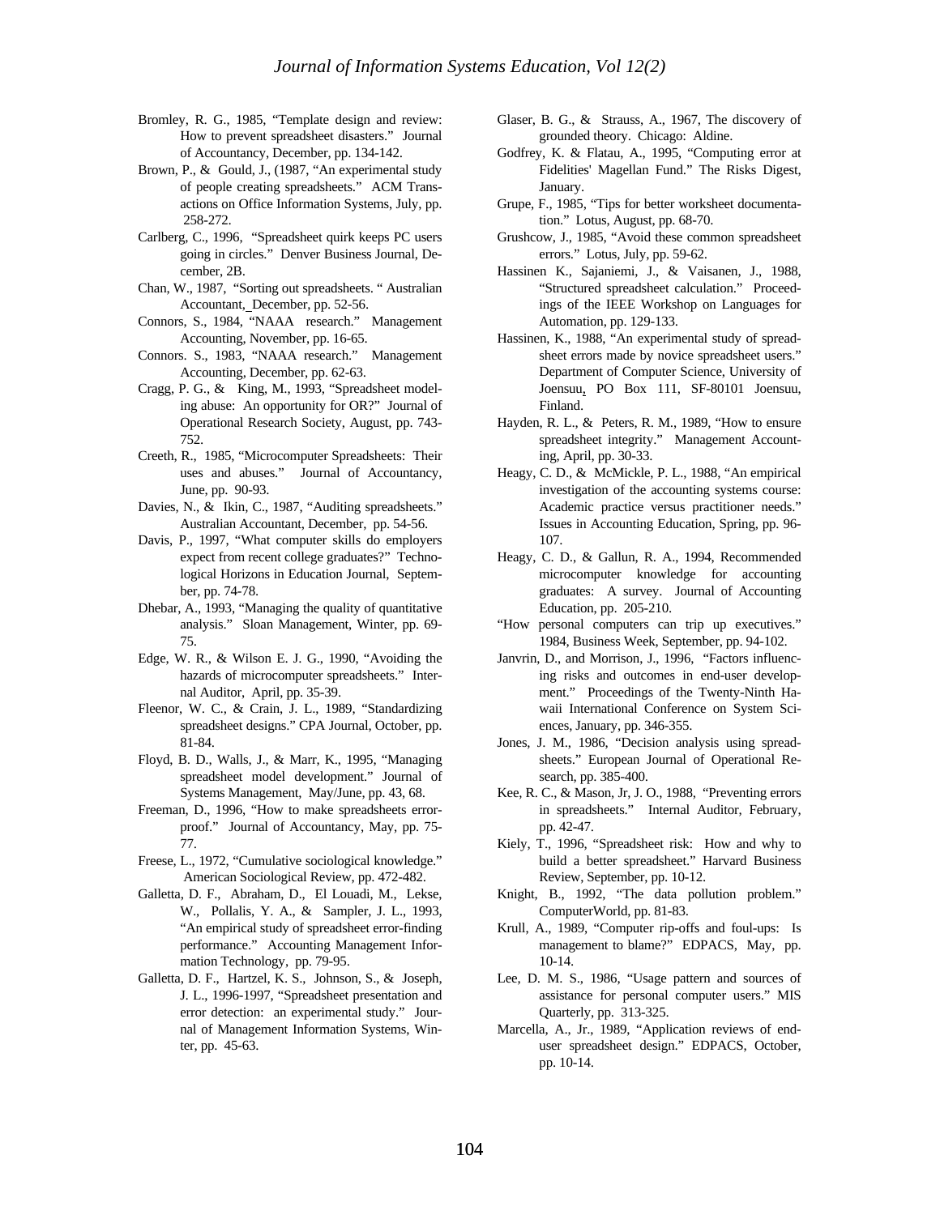Bromley, R. G., 1985, "Template design and review: How to prevent spreadsheet disasters." Journal of Accountancy, December, pp. 134-142.

Brown, P., & Gould, J., (1987, "An experimental study of people creating spreadsheets." ACM Transactions on Office Information Systems, July, pp. 258-272.

Carlberg, C., 1996, "Spreadsheet quirk keeps PC users going in circles." Denver Business Journal, December, 2B.

Chan, W., 1987, "Sorting out spreadsheets. " Australian Accountant, December, pp. 52-56.

Connors, S., 1984, "NAAA research." Management Accounting, November, pp. 16-65.

Connors. S., 1983, "NAAA research." Management Accounting, December, pp. 62-63.

Cragg, P. G., & King, M., 1993, "Spreadsheet modeling abuse: An opportunity for OR?" Journal of Operational Research Society, August, pp. 743-752.

Creeth, R., 1985, "Microcomputer Spreadsheets: Their uses and abuses." Journal of Accountancy, June, pp. 90-93.

Davies, N., & Ikin, C., 1987, "Auditing spreadsheets." Australian Accountant, December, pp. 54-56.

Davis, P., 1997, "What computer skills do employers expect from recent college graduates?" Technological Horizons in Education Journal, September, pp. 74-78.

Dhebar, A., 1993, "Managing the quality of quantitative analysis." Sloan Management, Winter, pp. 69-75.

Edge, W. R., & Wilson E. J. G., 1990, "Avoiding the hazards of microcomputer spreadsheets." Internal Auditor, April, pp. 35-39.

Fleenor, W. C., & Crain, J. L., 1989, "Standardizing spreadsheet designs." CPA Journal, October, pp. 81-84.

Floyd, B. D., Walls, J., & Marr, K., 1995, "Managing spreadsheet model development." Journal of Systems Management, May/June, pp. 43, 68.

Freeman, D., 1996, "How to make spreadsheets error-proof." Journal of Accountancy, May, pp. 75-77.

Freese, L., 1972, "Cumulative sociological knowledge." American Sociological Review, pp. 472-482.

Galletta, D. F., Abraham, D., El Louadi, M., Lekse, W., Pollalis, Y. A., & Sampler, J. L., 1993, "An empirical study of spreadsheet error-finding performance." Accounting Management Information Technology, pp. 79-95.

Galletta, D. F., Hartzel, K. S., Johnson, S., & Joseph, J. L., 1996-1997, "Spreadsheet presentation and error detection: an experimental study." Journal of Management Information Systems, Winter, pp. 45-63.

Glaser, B. G., & Strauss, A., 1967, The discovery of grounded theory. Chicago: Aldine.

Godfrey, K. & Flatau, A., 1995, "Computing error at Fidelities' Magellan Fund." The Risks Digest, January.

Grupe, F., 1985, "Tips for better worksheet documentation." Lotus, August, pp. 68-70.

Grushcow, J., 1985, "Avoid these common spreadsheet errors." Lotus, July, pp. 59-62.

Hassinen K., Sajaniemi, J., & Vaisanen, J., 1988, "Structured spreadsheet calculation." Proceedings of the IEEE Workshop on Languages for Automation, pp. 129-133.

Hassinen, K., 1988, "An experimental study of spreadsheet errors made by novice spreadsheet users." Department of Computer Science, University of Joensuu, PO Box 111, SF-80101 Joensuu, Finland.

Hayden, R. L., & Peters, R. M., 1989, "How to ensure spreadsheet integrity." Management Accounting, April, pp. 30-33.

Heagy, C. D., & McMickle, P. L., 1988, "An empirical investigation of the accounting systems course: Academic practice versus practitioner needs." Issues in Accounting Education, Spring, pp. 96-107.

Heagy, C. D., & Gallun, R. A., 1994, Recommended microcomputer knowledge for accounting graduates: A survey. Journal of Accounting Education, pp. 205-210.

"How personal computers can trip up executives." 1984, Business Week, September, pp. 94-102.

Janvrin, D., and Morrison, J., 1996, "Factors influencing risks and outcomes in end-user development." Proceedings of the Twenty-Ninth Hawaii International Conference on System Sciences, January, pp. 346-355.

Jones, J. M., 1986, "Decision analysis using spreadsheets." European Journal of Operational Research, pp. 385-400.

Kee, R. C., & Mason, Jr, J. O., 1988, "Preventing errors in spreadsheets." Internal Auditor, February, pp. 42-47.

Kiely, T., 1996, "Spreadsheet risk: How and why to build a better spreadsheet." Harvard Business Review, September, pp. 10-12.

Knight, B., 1992, "The data pollution problem." ComputerWorld, pp. 81-83.

Krull, A., 1989, "Computer rip-offs and foul-ups: Is management to blame?" EDPACS, May, pp. 10-14.

Lee, D. M. S., 1986, "Usage pattern and sources of assistance for personal computer users." MIS Quarterly, pp. 313-325.

Marcella, A., Jr., 1989, "Application reviews of end-user spreadsheet design." EDPACS, October, pp. 10-14.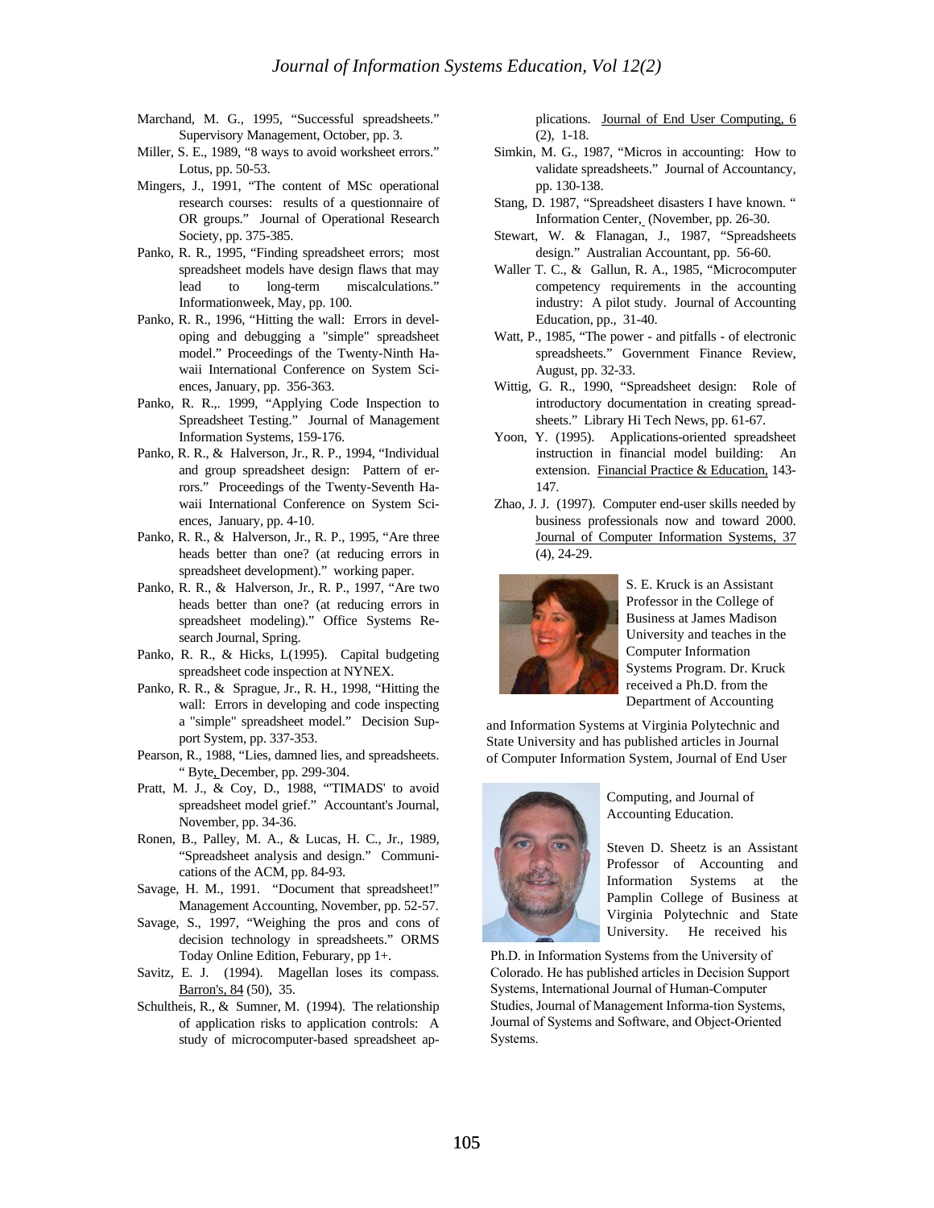Marchand, M. G., 1995, "Successful spreadsheets." Supervisory Management, October, pp. 3.

Miller, S. E., 1989, "8 ways to avoid worksheet errors." Lotus, pp. 50-53.

Mingers, J., 1991, "The content of MSc operational research courses: results of a questionnaire of OR groups." Journal of Operational Research Society, pp. 375-385.

Panko, R. R., 1995, "Finding spreadsheet errors; most spreadsheet models have design flaws that may lead to long-term miscalculations." Informationweek, May, pp. 100.

Panko, R. R., 1996, "Hitting the wall: Errors in developing and debugging a "simple" spreadsheet model." Proceedings of the Twenty-Ninth Hawaii International Conference on System Sciences, January, pp. 356-363.

Panko, R. R.,. 1999, "Applying Code Inspection to Spreadsheet Testing." Journal of Management Information Systems, 159-176.

Panko, R. R., & Halverson, Jr., R. P., 1994, "Individual and group spreadsheet design: Pattern of errors." Proceedings of the Twenty-Seventh Hawaii International Conference on System Sciences, January, pp. 4-10.

Panko, R. R., & Halverson, Jr., R. P., 1995, "Are three heads better than one? (at reducing errors in spreadsheet development)." working paper.

Panko, R. R., & Halverson, Jr., R. P., 1997, "Are two heads better than one? (at reducing errors in spreadsheet modeling)." Office Systems Research Journal, Spring.

Panko, R. R., & Hicks, L(1995). Capital budgeting spreadsheet code inspection at NYNEX.

Panko, R. R., & Sprague, Jr., R. H., 1998, "Hitting the wall: Errors in developing and code inspecting a "simple" spreadsheet model." Decision Support System, pp. 337-353.

Pearson, R., 1988, "Lies, damned lies, and spreadsheets. " Byte, December, pp. 299-304.

Pratt, M. J., & Coy, D., 1988, "'TIMADS' to avoid spreadsheet model grief." Accountant's Journal, November, pp. 34-36.

Ronen, B., Palley, M. A., & Lucas, H. C., Jr., 1989, "Spreadsheet analysis and design." Communications of the ACM, pp. 84-93.

Savage, H. M., 1991. "Document that spreadsheet!" Management Accounting, November, pp. 52-57.

Savage, S., 1997, "Weighing the pros and cons of decision technology in spreadsheets." ORMS Today Online Edition, Feburary, pp 1+.

Savitz, E. J. (1994). Magellan loses its compass. Barron's, 84 (50), 35.

Schultheis, R., & Sumner, M. (1994). The relationship of application risks to application controls: A study of microcomputer-based spreadsheet applications. Journal of End User Computing, 6 (2), 1-18.

Simkin, M. G., 1987, "Micros in accounting: How to validate spreadsheets." Journal of Accountancy, pp. 130-138.

Stang, D. 1987, "Spreadsheet disasters I have known. " Information Center, (November, pp. 26-30.

Stewart, W. & Flanagan, J., 1987, "Spreadsheets design." Australian Accountant, pp. 56-60.

Waller T. C., & Gallun, R. A., 1985, "Microcomputer competency requirements in the accounting industry: A pilot study. Journal of Accounting Education, pp., 31-40.

Watt, P., 1985, "The power - and pitfalls - of electronic spreadsheets." Government Finance Review, August, pp. 32-33.

Wittig, G. R., 1990, "Spreadsheet design: Role of introductory documentation in creating spreadsheets." Library Hi Tech News, pp. 61-67.

Yoon, Y. (1995). Applications-oriented spreadsheet instruction in financial model building: An extension. Financial Practice & Education, 143-147.

Zhao, J. J. (1997). Computer end-user skills needed by business professionals now and toward 2000. Journal of Computer Information Systems, 37 (4), 24-29.

S. E. Kruck is an Assistant Professor in the College of Business at James Madison University and teaches in the Computer Information Systems Program. Dr. Kruck received a Ph.D. from the Department of Accounting and Information Systems at Virginia Polytechnic and State University and has published articles in Journal of Computer Information System, Journal of End User Computing, and Journal of Accounting Education.

Steven D. Sheetz is an Assistant Professor of Accounting and Information Systems at the Pamplin College of Business at Virginia Polytechnic and State University. He received his Ph.D. in Information Systems from the University of Colorado. He has published articles in Decision Support Systems, International Journal of Human-Computer Studies, Journal of Management Informa-tion Systems, Journal of Systems and Software, and Object-Oriented Systems.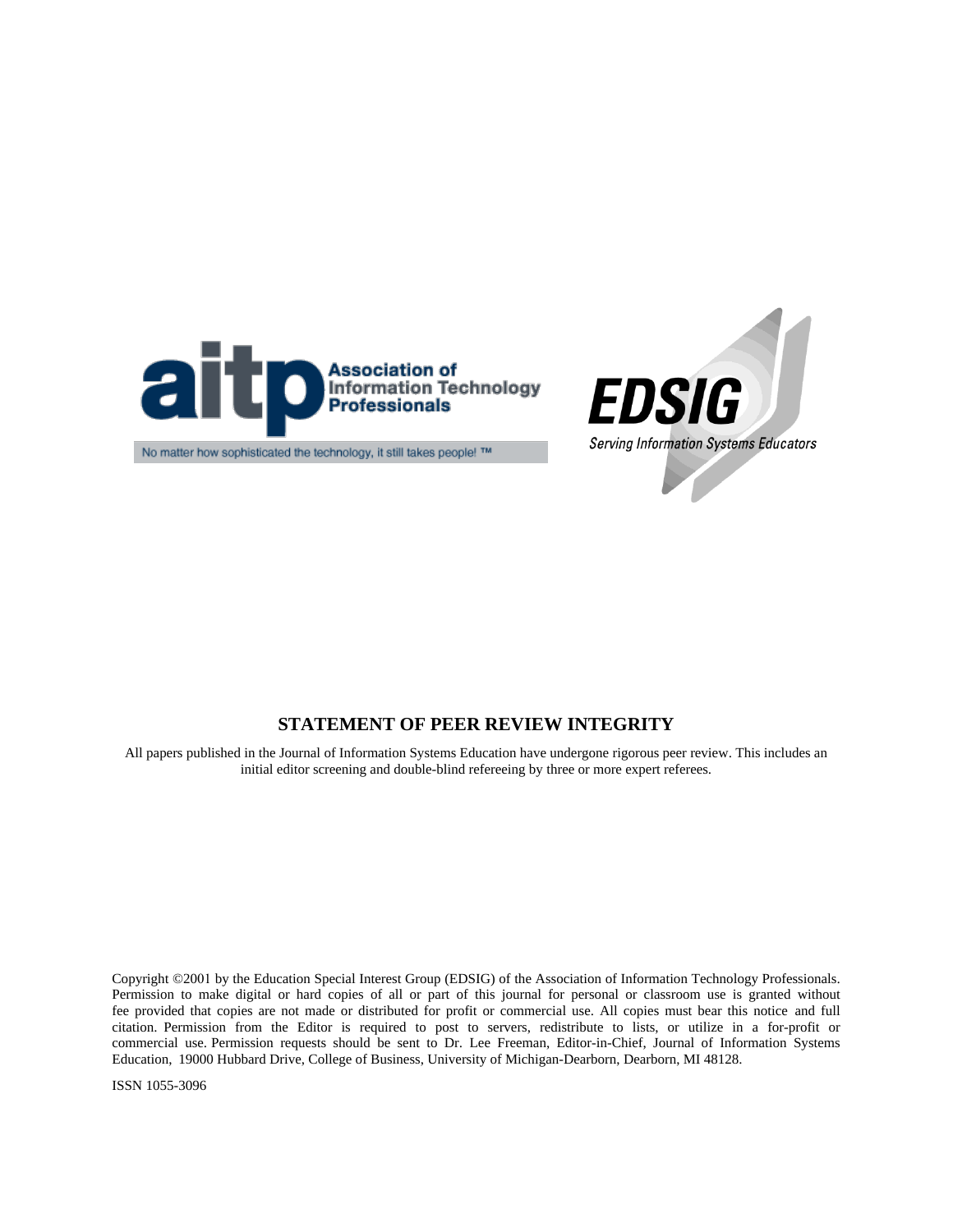aitp Association of Information Technology Professionals

No matter how sophisticated the technology, it still takes people! ™

EDSIG

Serving Information Systems Educators

## STATEMENT OF PEER REVIEW INTEGRITY

All papers published in the Journal of Information Systems Education have undergone rigorous peer review. This includes an initial editor screening and double-blind refereeing by three or more expert referees.

Copyright ©2001 by the Education Special Interest Group (EDSIG) of the Association of Information Technology Professionals. Permission to make digital or hard copies of all or part of this journal for personal or classroom use is granted without fee provided that copies are not made or distributed for profit or commercial use. All copies must bear this notice and full citation. Permission from the Editor is required to post to servers, redistribute to lists, or utilize in a for-profit or commercial use. Permission requests should be sent to Dr. Lee Freeman, Editor-in-Chief, Journal of Information Systems Education, 19000 Hubbard Drive, College of Business, University of Michigan-Dearborn, Dearborn, MI 48128.

ISSN 1055-3096